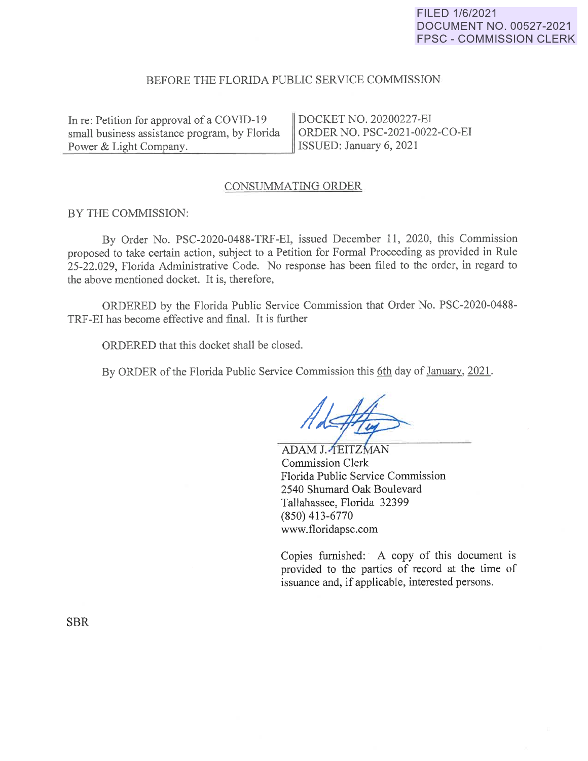FILED 1/6/2021
DOCUMENT NO. 00527-2021
FPSC - COMMISSION CLERK

BEFORE THE FLORIDA PUBLIC SERVICE COMMISSION

| In re: Petition for approval of a COVID-19 small business assistance program, by Florida Power & Light Company. | DOCKET NO. 20200227-EI<br>ORDER NO. PSC-2021-0022-CO-EI<br>ISSUED: January 6, 2021 |
| --- | --- |

## CONSUMMATING ORDER

BY THE COMMISSION:

By Order No. PSC-2020-0488-TRF-EI, issued December 11, 2020, this Commission proposed to take certain action, subject to a Petition for Formal Proceeding as provided in Rule 25-22.029, Florida Administrative Code. No response has been filed to the order, in regard to the above mentioned docket. It is, therefore,

ORDERED by the Florida Public Service Commission that Order No. PSC-2020-0488-TRF-EI has become effective and final. It is further

ORDERED that this docket shall be closed.

By ORDER of the Florida Public Service Commission this 6th day of January, 2021.

ADAM J. TEITZMAN
Commission Clerk
Florida Public Service Commission
2540 Shumard Oak Boulevard
Tallahassee, Florida 32399
(850) 413-6770
www.floridapsc.com

Copies furnished: A copy of this document is provided to the parties of record at the time of issuance and, if applicable, interested persons.

SBR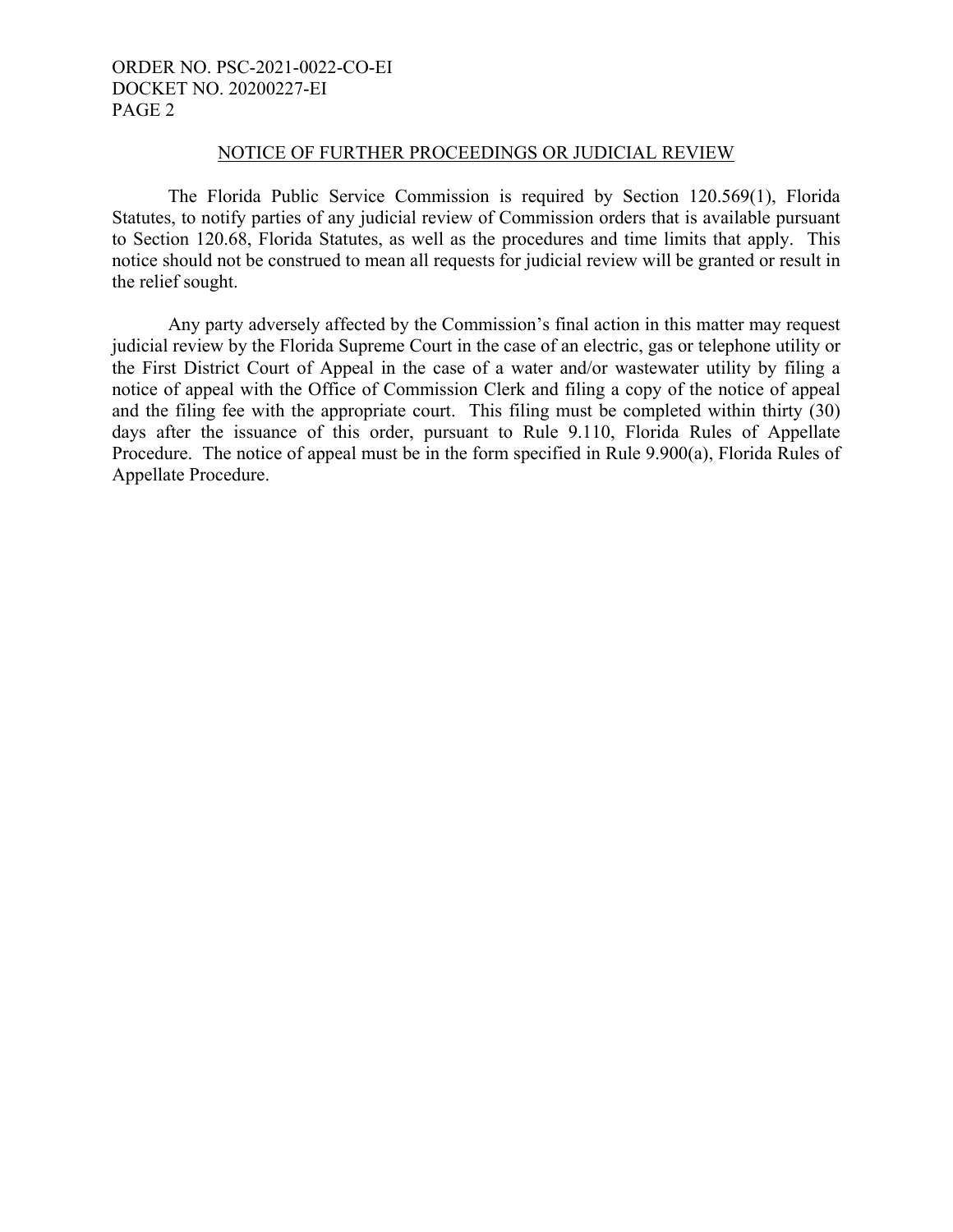## NOTICE OF FURTHER PROCEEDINGS OR JUDICIAL REVIEW

The Florida Public Service Commission is required by Section 120.569(1), Florida Statutes, to notify parties of any judicial review of Commission orders that is available pursuant to Section 120.68, Florida Statutes, as well as the procedures and time limits that apply. This notice should not be construed to mean all requests for judicial review will be granted or result in the relief sought.

Any party adversely affected by the Commission's final action in this matter may request judicial review by the Florida Supreme Court in the case of an electric, gas or telephone utility or the First District Court of Appeal in the case of a water and/or wastewater utility by filing a notice of appeal with the Office of Commission Clerk and filing a copy of the notice of appeal and the filing fee with the appropriate court. This filing must be completed within thirty (30) days after the issuance of this order, pursuant to Rule 9.110, Florida Rules of Appellate Procedure. The notice of appeal must be in the form specified in Rule 9.900(a), Florida Rules of Appellate Procedure.